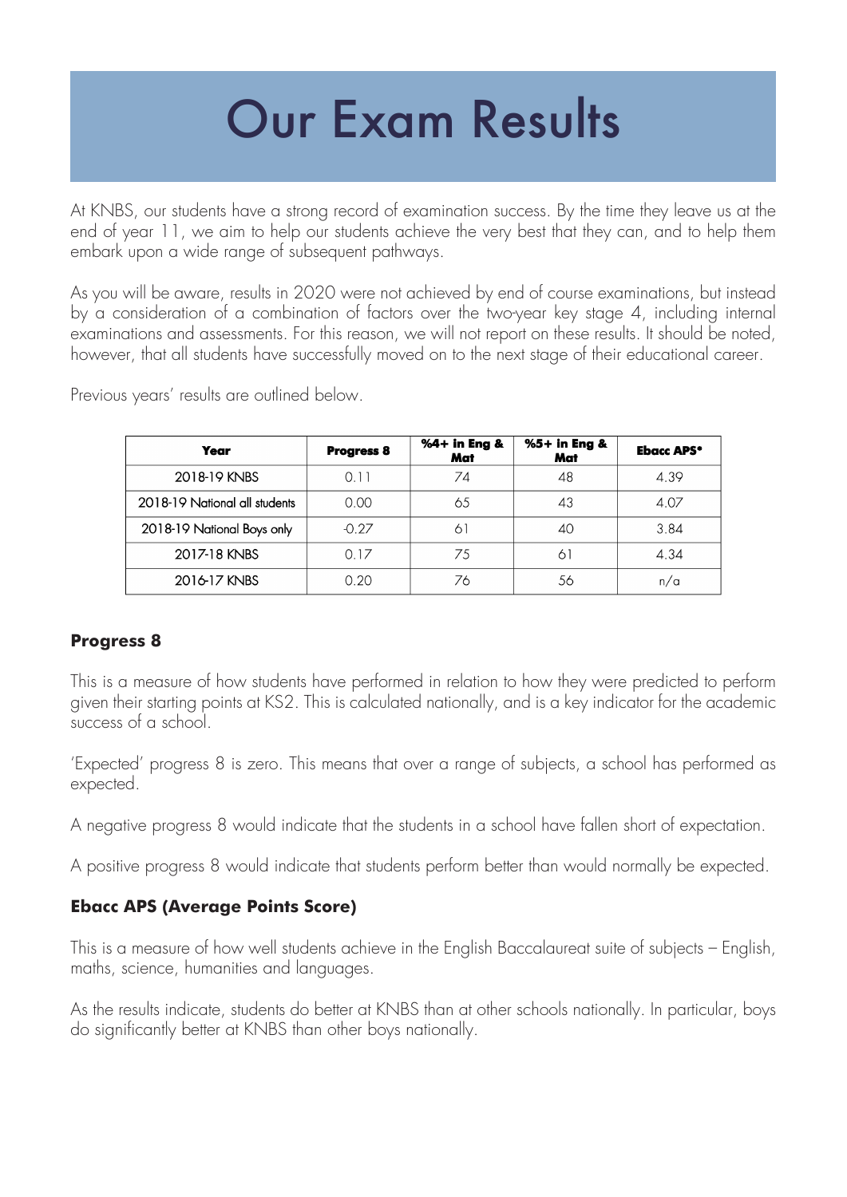# Our Exam Results

At KNBS, our students have a strong record of examination success. By the time they leave us at the end of year 11, we aim to help our students achieve the very best that they can, and to help them embark upon a wide range of subsequent pathways.

As you will be aware, results in 2020 were not achieved by end of course examinations, but instead by a consideration of a combination of factors over the two-year key stage 4, including internal examinations and assessments. For this reason, we will not report on these results. It should be noted, however, that all students have successfully moved on to the next stage of their educational career.

Previous years' results are outlined below.

| Year | Progress 8 | %4+ in Eng & Mat | %5+ in Eng & Mat | Ebacc APS* |
|---|---|---|---|---|
| 2018-19 KNBS | 0.11 | 74 | 48 | 4.39 |
| 2018-19 National all students | 0.00 | 65 | 43 | 4.07 |
| 2018-19 National Boys only | -0.27 | 61 | 40 | 3.84 |
| 2017-18 KNBS | 0.17 | 75 | 61 | 4.34 |
| 2016-17 KNBS | 0.20 | 76 | 56 | n/a |

### Progress 8

This is a measure of how students have performed in relation to how they were predicted to perform given their starting points at KS2. This is calculated nationally, and is a key indicator for the academic success of a school.

'Expected' progress 8 is zero. This means that over a range of subjects, a school has performed as expected.

A negative progress 8 would indicate that the students in a school have fallen short of expectation.

A positive progress 8 would indicate that students perform better than would normally be expected.

### Ebacc APS (Average Points Score)

This is a measure of how well students achieve in the English Baccalaureat suite of subjects – English, maths, science, humanities and languages.

As the results indicate, students do better at KNBS than at other schools nationally. In particular, boys do significantly better at KNBS than other boys nationally.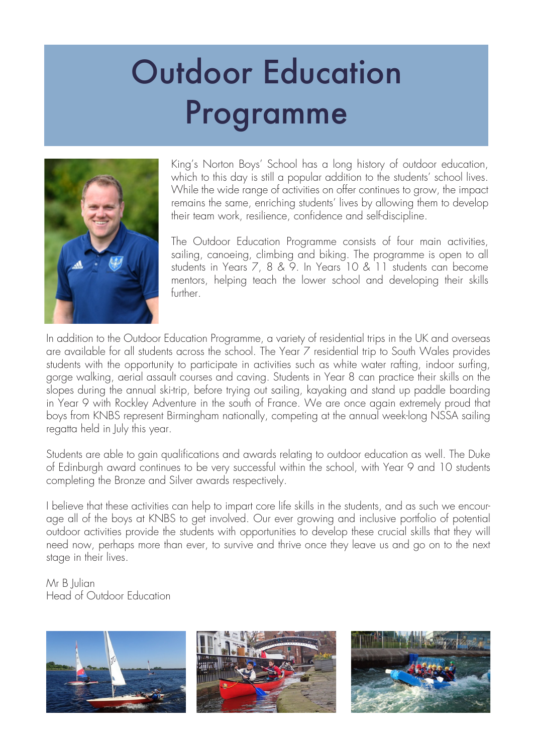# Outdoor Education Programme

King's Norton Boys' School has a long history of outdoor education, which to this day is still a popular addition to the students' school lives. While the wide range of activities on offer continues to grow, the impact remains the same, enriching students' lives by allowing them to develop their team work, resilience, confidence and self-discipline.

The Outdoor Education Programme consists of four main activities, sailing, canoeing, climbing and biking. The programme is open to all students in Years 7, 8 & 9. In Years 10 & 11 students can become mentors, helping teach the lower school and developing their skills further.

In addition to the Outdoor Education Programme, a variety of residential trips in the UK and overseas are available for all students across the school. The Year 7 residential trip to South Wales provides students with the opportunity to participate in activities such as white water rafting, indoor surfing, gorge walking, aerial assault courses and caving. Students in Year 8 can practice their skills on the slopes during the annual ski-trip, before trying out sailing, kayaking and stand up paddle boarding in Year 9 with Rockley Adventure in the south of France. We are once again extremely proud that boys from KNBS represent Birmingham nationally, competing at the annual week-long NSSA sailing regatta held in July this year.

Students are able to gain qualifications and awards relating to outdoor education as well. The Duke of Edinburgh award continues to be very successful within the school, with Year 9 and 10 students completing the Bronze and Silver awards respectively.

I believe that these activities can help to impart core life skills in the students, and as such we encourage all of the boys at KNBS to get involved. Our ever growing and inclusive portfolio of potential outdoor activities provide the students with opportunities to develop these crucial skills that they will need now, perhaps more than ever, to survive and thrive once they leave us and go on to the next stage in their lives.

Mr B Julian
Head of Outdoor Education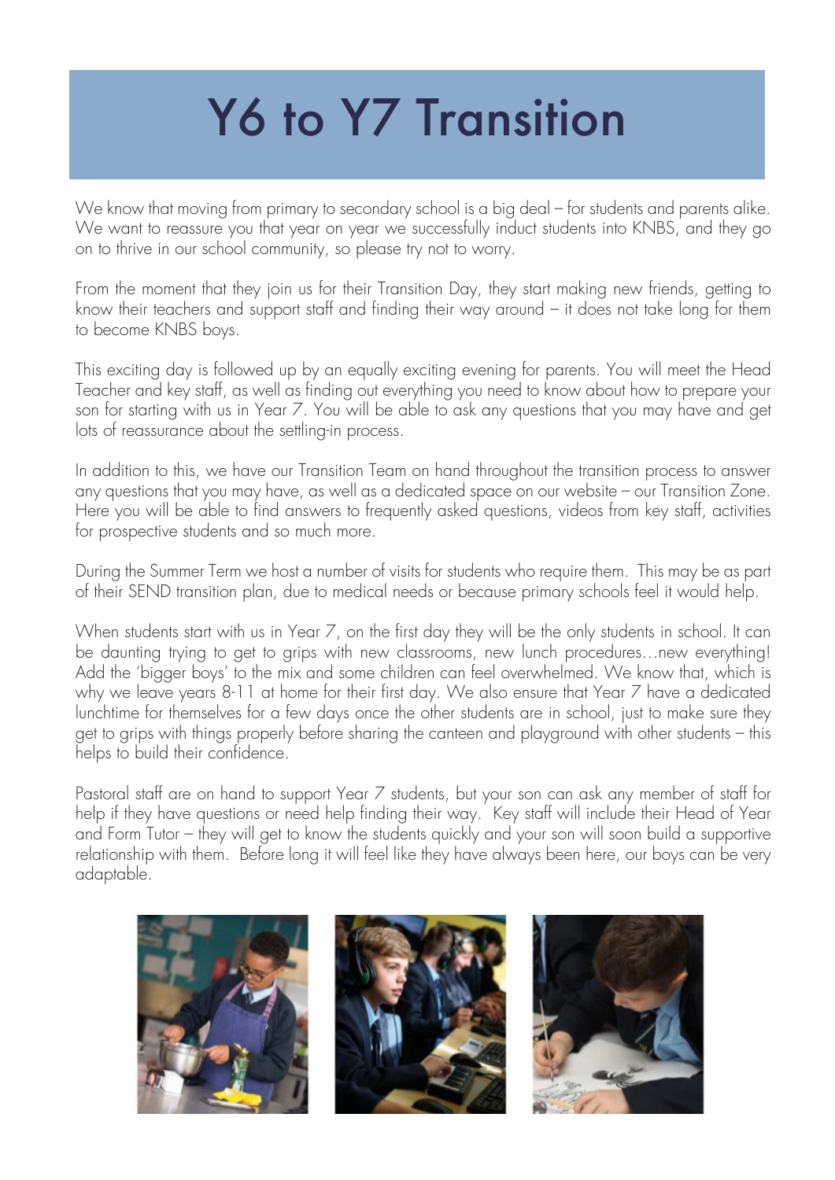# Y6 to Y7 Transition

We know that moving from primary to secondary school is a big deal – for students and parents alike. We want to reassure you that year on year we successfully induct students into KNBS, and they go on to thrive in our school community, so please try not to worry.

From the moment that they join us for their Transition Day, they start making new friends, getting to know their teachers and support staff and finding their way around – it does not take long for them to become KNBS boys.

This exciting day is followed up by an equally exciting evening for parents. You will meet the Head Teacher and key staff, as well as finding out everything you need to know about how to prepare your son for starting with us in Year 7. You will be able to ask any questions that you may have and get lots of reassurance about the settling-in process.

In addition to this, we have our Transition Team on hand throughout the transition process to answer any questions that you may have, as well as a dedicated space on our website – our Transition Zone. Here you will be able to find answers to frequently asked questions, videos from key staff, activities for prospective students and so much more.

During the Summer Term we host a number of visits for students who require them. This may be as part of their SEND transition plan, due to medical needs or because primary schools feel it would help.

When students start with us in Year 7, on the first day they will be the only students in school. It can be daunting trying to get to grips with new classrooms, new lunch procedures…new everything! Add the 'bigger boys' to the mix and some children can feel overwhelmed. We know that, which is why we leave years 8-11 at home for their first day. We also ensure that Year 7 have a dedicated lunchtime for themselves for a few days once the other students are in school, just to make sure they get to grips with things properly before sharing the canteen and playground with other students – this helps to build their confidence.

Pastoral staff are on hand to support Year 7 students, but your son can ask any member of staff for help if they have questions or need help finding their way. Key staff will include their Head of Year and Form Tutor – they will get to know the students quickly and your son will soon build a supportive relationship with them. Before long it will feel like they have always been here, our boys can be very adaptable.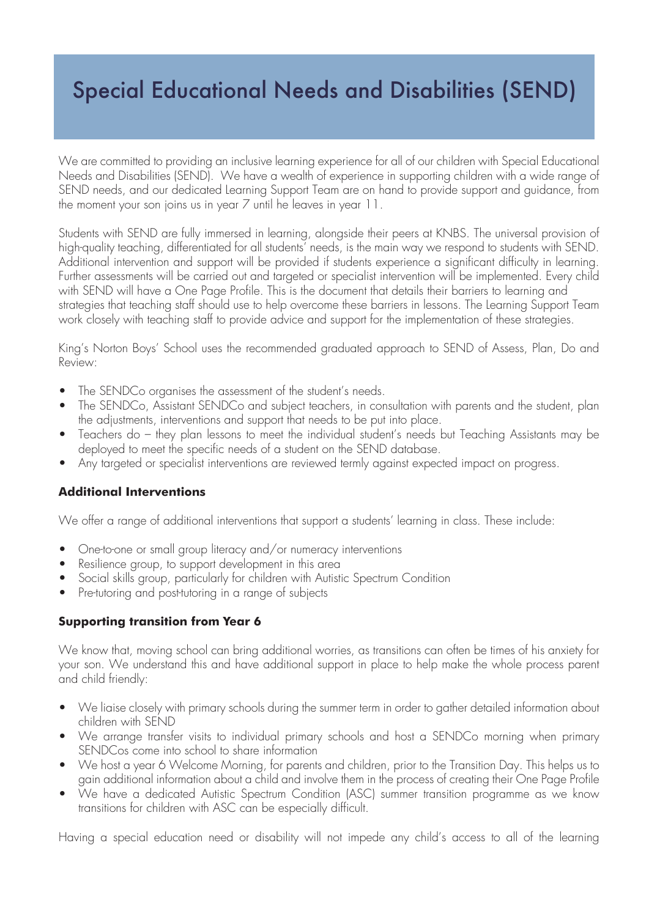# Special Educational Needs and Disabilities (SEND)

We are committed to providing an inclusive learning experience for all of our children with Special Educational Needs and Disabilities (SEND). We have a wealth of experience in supporting children with a wide range of SEND needs, and our dedicated Learning Support Team are on hand to provide support and guidance, from the moment your son joins us in year 7 until he leaves in year 11.

Students with SEND are fully immersed in learning, alongside their peers at KNBS. The universal provision of high-quality teaching, differentiated for all students' needs, is the main way we respond to students with SEND. Additional intervention and support will be provided if students experience a significant difficulty in learning. Further assessments will be carried out and targeted or specialist intervention will be implemented. Every child with SEND will have a One Page Profile. This is the document that details their barriers to learning and strategies that teaching staff should use to help overcome these barriers in lessons. The Learning Support Team work closely with teaching staff to provide advice and support for the implementation of these strategies.

King's Norton Boys' School uses the recommended graduated approach to SEND of Assess, Plan, Do and Review:

- The SENDCo organises the assessment of the student's needs.
- The SENDCo, Assistant SENDCo and subject teachers, in consultation with parents and the student, plan the adjustments, interventions and support that needs to be put into place.
- Teachers do – they plan lessons to meet the individual student's needs but Teaching Assistants may be deployed to meet the specific needs of a student on the SEND database.
- Any targeted or specialist interventions are reviewed termly against expected impact on progress.

### Additional Interventions

We offer a range of additional interventions that support a students' learning in class. These include:

- One-to-one or small group literacy and/or numeracy interventions
- Resilience group, to support development in this area
- Social skills group, particularly for children with Autistic Spectrum Condition
- Pre-tutoring and post-tutoring in a range of subjects

### Supporting transition from Year 6

We know that, moving school can bring additional worries, as transitions can often be times of his anxiety for your son. We understand this and have additional support in place to help make the whole process parent and child friendly:

- We liaise closely with primary schools during the summer term in order to gather detailed information about children with SEND
- We arrange transfer visits to individual primary schools and host a SENDCo morning when primary SENDCos come into school to share information
- We host a year 6 Welcome Morning, for parents and children, prior to the Transition Day. This helps us to gain additional information about a child and involve them in the process of creating their One Page Profile
- We have a dedicated Autistic Spectrum Condition (ASC) summer transition programme as we know transitions for children with ASC can be especially difficult.

Having a special education need or disability will not impede any child's access to all of the learning